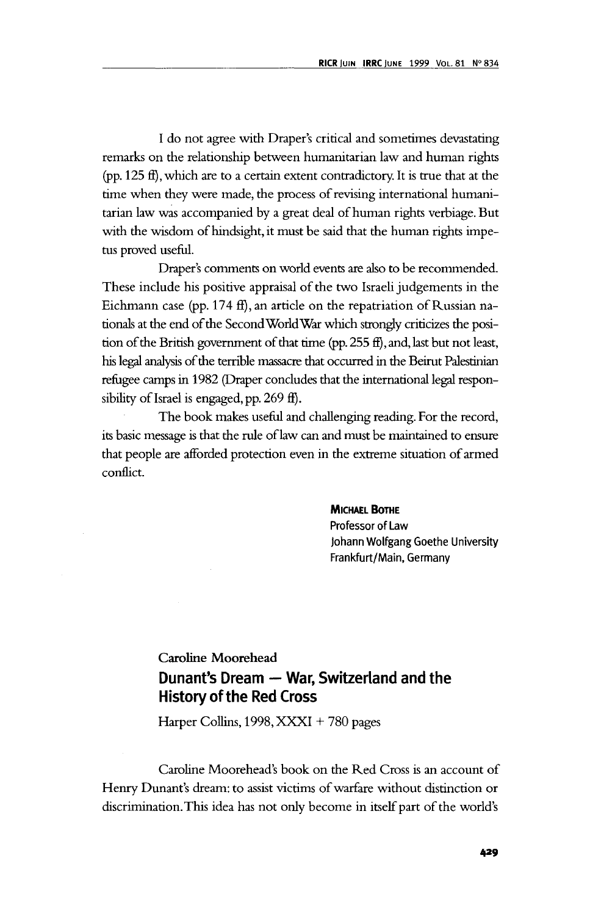I do not agree with Draper's critical and sometimes devastating remarks on the relationship between humanitarian law and human rights (pp. 125 ff), which are to a certain extent contradictory. It is true that at the time when they were made, the process of revising international humanitarian law was accompanied by a great deal of human rights verbiage. But with the wisdom of hindsight, it must be said that the human rights impetus proved useful.

Draper's comments on world events are also to be recommended. These include his positive appraisal of the two Israeli judgements in the Eichmann case (pp. 174 ff), an article on the repatriation of Russian nationals at the end of the Second World War which strongly criticizes the position of the British government of that time (pp. 255 ff), and, last but not least, his legal analysis of the terrible massacre that occurred in the Beirut Palestinian refugee camps in 1982 (Draper concludes that the international legal responsibility of Israel is engaged, pp. 269 ff).

The book makes useful and challenging reading. For the record, its basic message is that the rule of law can and must be maintained to ensure that people are afforded protection even in the extreme situation of armed conflict.

**Michael Bothe**
Professor of Law
Johann Wolfgang Goethe University
Frankfurt/Main, Germany

Caroline Moorehead

## Dunant's Dream — War, Switzerland and the History of the Red Cross

Harper Collins, 1998, XXXI + 780 pages

Caroline Moorehead's book on the Red Cross is an account of Henry Dunant's dream: to assist victims of warfare without distinction or discrimination. This idea has not only become in itself part of the world's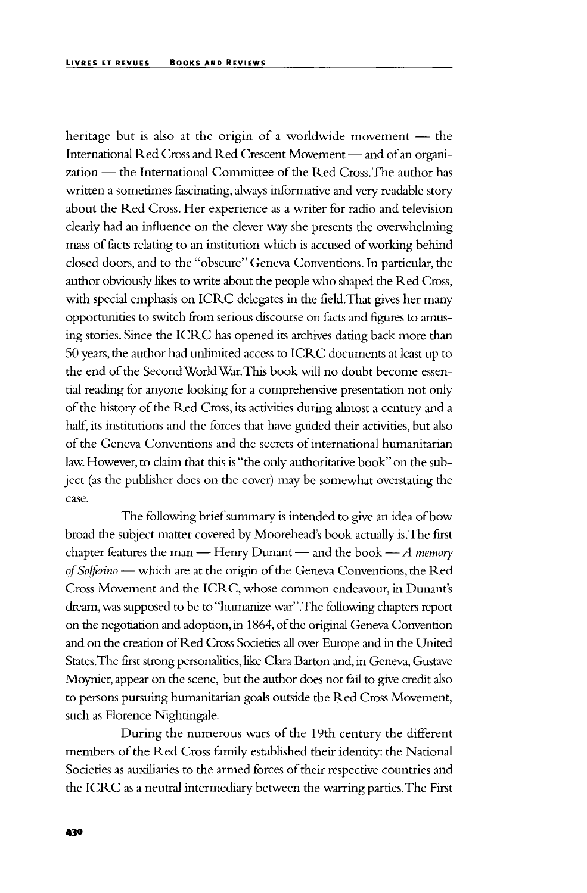heritage but is also at the origin of a worldwide movement — the International Red Cross and Red Crescent Movement — and of an organization — the International Committee of the Red Cross. The author has written a sometimes fascinating, always informative and very readable story about the Red Cross. Her experience as a writer for radio and television clearly had an influence on the clever way she presents the overwhelming mass of facts relating to an institution which is accused of working behind closed doors, and to the "obscure" Geneva Conventions. In particular, the author obviously likes to write about the people who shaped the Red Cross, with special emphasis on ICRC delegates in the field. That gives her many opportunities to switch from serious discourse on facts and figures to amusing stories. Since the ICRC has opened its archives dating back more than 50 years, the author had unlimited access to ICRC documents at least up to the end of the Second World War. This book will no doubt become essential reading for anyone looking for a comprehensive presentation not only of the history of the Red Cross, its activities during almost a century and a half, its institutions and the forces that have guided their activities, but also of the Geneva Conventions and the secrets of international humanitarian law. However, to claim that this is "the only authoritative book" on the subject (as the publisher does on the cover) may be somewhat overstating the case.

The following brief summary is intended to give an idea of how broad the subject matter covered by Moorehead's book actually is. The first chapter features the man — Henry Dunant — and the book — *A memory of Solferino* — which are at the origin of the Geneva Conventions, the Red Cross Movement and the ICRC, whose common endeavour, in Dunant's dream, was supposed to be to "humanize war". The following chapters report on the negotiation and adoption, in 1864, of the original Geneva Convention and on the creation of Red Cross Societies all over Europe and in the United States. The first strong personalities, like Clara Barton and, in Geneva, Gustave Moynier, appear on the scene, but the author does not fail to give credit also to persons pursuing humanitarian goals outside the Red Cross Movement, such as Florence Nightingale.

During the numerous wars of the 19th century the different members of the Red Cross family established their identity: the National Societies as auxiliaries to the armed forces of their respective countries and the ICRC as a neutral intermediary between the warring parties. The First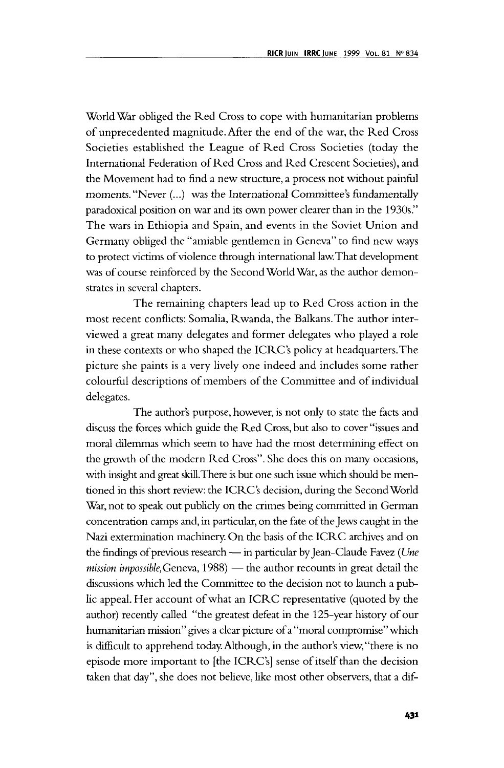World War obliged the Red Cross to cope with humanitarian problems of unprecedented magnitude. After the end of the war, the Red Cross Societies established the League of Red Cross Societies (today the International Federation of Red Cross and Red Crescent Societies), and the Movement had to find a new structure, a process not without painful moments. "Never (...) was the International Committee's fundamentally paradoxical position on war and its own power clearer than in the 1930s." The wars in Ethiopia and Spain, and events in the Soviet Union and Germany obliged the "amiable gentlemen in Geneva" to find new ways to protect victims of violence through international law. That development was of course reinforced by the Second World War, as the author demonstrates in several chapters.

The remaining chapters lead up to Red Cross action in the most recent conflicts: Somalia, Rwanda, the Balkans. The author interviewed a great many delegates and former delegates who played a role in these contexts or who shaped the ICRC's policy at headquarters. The picture she paints is a very lively one indeed and includes some rather colourful descriptions of members of the Committee and of individual delegates.

The author's purpose, however, is not only to state the facts and discuss the forces which guide the Red Cross, but also to cover "issues and moral dilemmas which seem to have had the most determining effect on the growth of the modern Red Cross". She does this on many occasions, with insight and great skill. There is but one such issue which should be mentioned in this short review: the ICRC's decision, during the Second World War, not to speak out publicly on the crimes being committed in German concentration camps and, in particular, on the fate of the Jews caught in the Nazi extermination machinery. On the basis of the ICRC archives and on the findings of previous research — in particular by Jean-Claude Favez (*Une mission impossible*, Geneva, 1988) — the author recounts in great detail the discussions which led the Committee to the decision not to launch a public appeal. Her account of what an ICRC representative (quoted by the author) recently called "the greatest defeat in the 125-year history of our humanitarian mission" gives a clear picture of a "moral compromise" which is difficult to apprehend today. Although, in the author's view, "there is no episode more important to [the ICRC's] sense of itself than the decision taken that day", she does not believe, like most other observers, that a dif-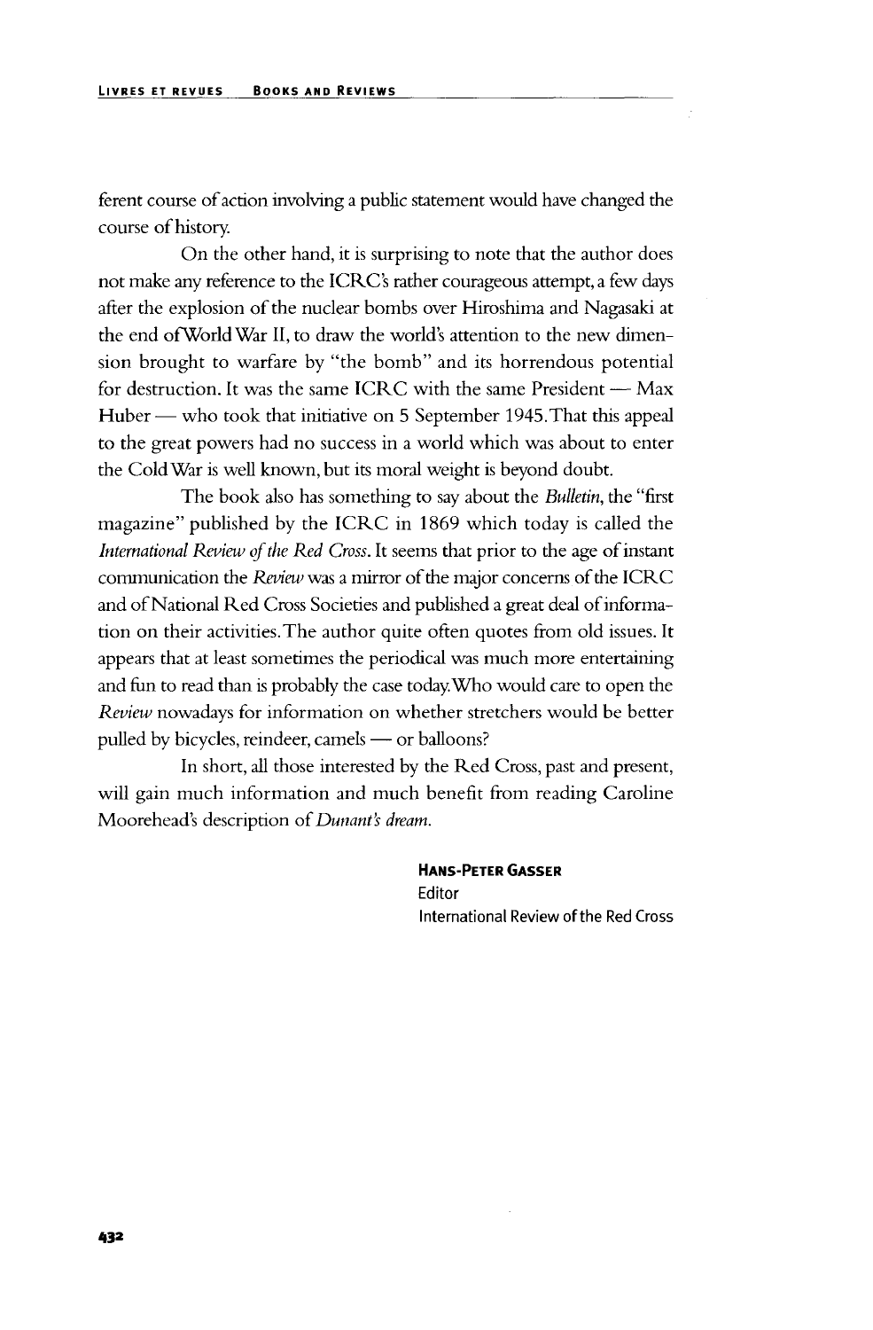ferent course of action involving a public statement would have changed the course of history.

On the other hand, it is surprising to note that the author does not make any reference to the ICRC's rather courageous attempt, a few days after the explosion of the nuclear bombs over Hiroshima and Nagasaki at the end of World War II, to draw the world's attention to the new dimension brought to warfare by "the bomb" and its horrendous potential for destruction. It was the same ICRC with the same President — Max Huber — who took that initiative on 5 September 1945. That this appeal to the great powers had no success in a world which was about to enter the Cold War is well known, but its moral weight is beyond doubt.

The book also has something to say about the *Bulletin*, the "first magazine" published by the ICRC in 1869 which today is called the *International Review of the Red Cross*. It seems that prior to the age of instant communication the *Review* was a mirror of the major concerns of the ICRC and of National Red Cross Societies and published a great deal of information on their activities. The author quite often quotes from old issues. It appears that at least sometimes the periodical was much more entertaining and fun to read than is probably the case today. Who would care to open the *Review* nowadays for information on whether stretchers would be better pulled by bicycles, reindeer, camels — or balloons?

In short, all those interested by the Red Cross, past and present, will gain much information and much benefit from reading Caroline Moorehead's description of *Dunant's dream*.

**Hans-Peter Gasser**
Editor
International Review of the Red Cross